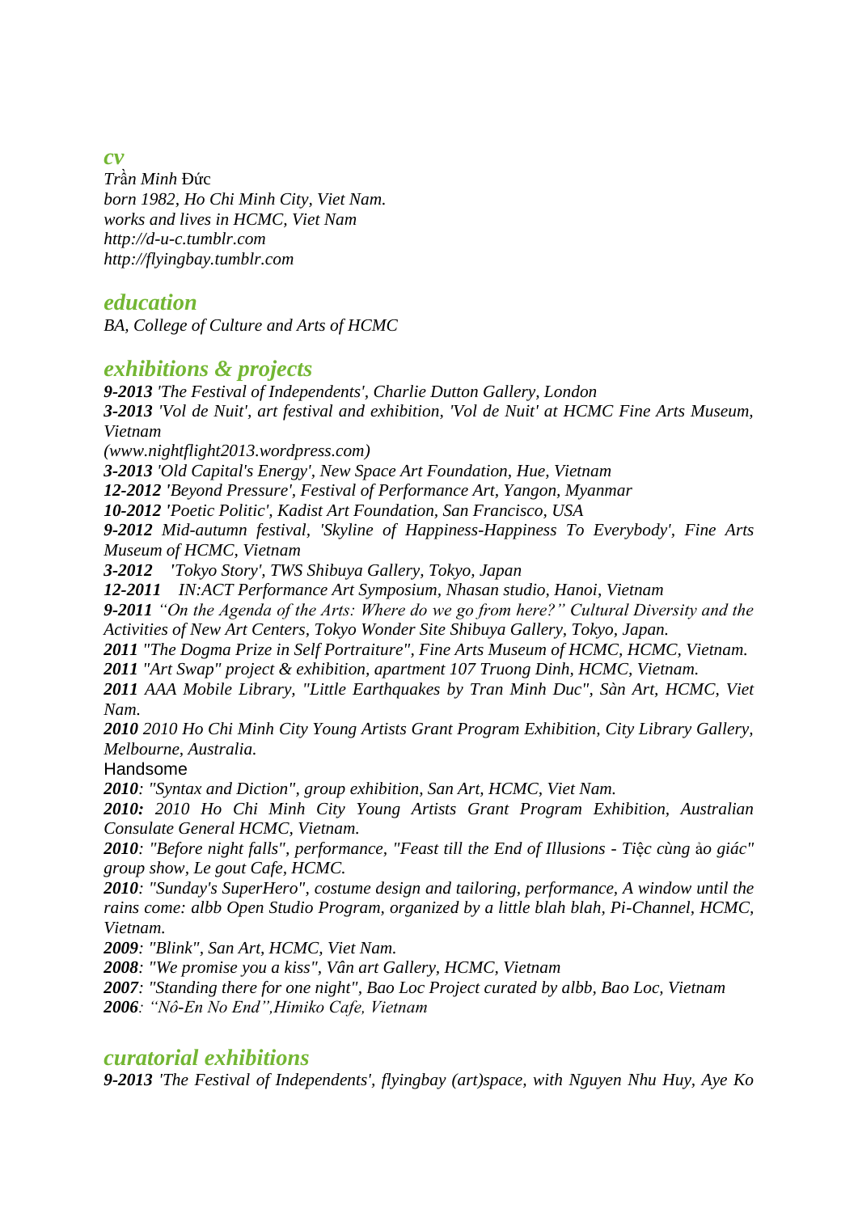## *cv*

*Trần Minh* Đức
*born 1982, Ho Chi Minh City, Viet Nam.*
*works and lives in HCMC, Viet Nam*
*http://d-u-c.tumblr.com*
*http://flyingbay.tumblr.com*

## *education*

*BA, College of Culture and Arts of HCMC*

## *exhibitions & projects*

***9-2013*** *'The Festival of Independents', Charlie Dutton Gallery, London*
***3-2013*** *'Vol de Nuit', art festival and exhibition, 'Vol de Nuit' at HCMC Fine Arts Museum, Vietnam*
*(www.nightflight2013.wordpress.com)*
***3-2013*** *'Old Capital's Energy', New Space Art Foundation, Hue, Vietnam*
***12-2012*** *'Beyond Pressure', Festival of Performance Art, Yangon, Myanmar*
***10-2012*** *'Poetic Politic', Kadist Art Foundation, San Francisco, USA*
***9-2012*** *Mid-autumn festival, 'Skyline of Happiness-Happiness To Everybody', Fine Arts Museum of HCMC, Vietnam*
***3-2012*** *'Tokyo Story', TWS Shibuya Gallery, Tokyo, Japan*
***12-2011*** *IN:ACT Performance Art Symposium, Nhasan studio, Hanoi, Vietnam*
***9-2011*** *"On the Agenda of the Arts: Where do we go from here?" Cultural Diversity and the Activities of New Art Centers, Tokyo Wonder Site Shibuya Gallery, Tokyo, Japan.*
***2011*** *"The Dogma Prize in Self Portraiture", Fine Arts Museum of HCMC, HCMC, Vietnam.*
***2011*** *"Art Swap" project & exhibition, apartment 107 Truong Dinh, HCMC, Vietnam.*
***2011*** *AAA Mobile Library, "Little Earthquakes by Tran Minh Duc", Sàn Art, HCMC, Viet Nam.*
***2010*** *2010 Ho Chi Minh City Young Artists Grant Program Exhibition, City Library Gallery, Melbourne, Australia.*
Handsome
***2010****: "Syntax and Diction", group exhibition, San Art, HCMC, Viet Nam.*
***2010:*** *2010 Ho Chi Minh City Young Artists Grant Program Exhibition, Australian Consulate General HCMC, Vietnam.*
***2010****: "Before night falls", performance, "Feast till the End of Illusions - Tiệc cùng ảo giác" group show, Le gout Cafe, HCMC.*
***2010****: "Sunday's SuperHero", costume design and tailoring, performance, A window until the rains come: albb Open Studio Program, organized by a little blah blah, Pi-Channel, HCMC, Vietnam.*
***2009****: "Blink", San Art, HCMC, Viet Nam.*
***2008****: "We promise you a kiss", Vân art Gallery, HCMC, Vietnam*
***2007****: "Standing there for one night", Bao Loc Project curated by albb, Bao Loc, Vietnam*
***2006****: "Nô-En No End",Himiko Cafe, Vietnam*

## *curatorial exhibitions*

***9-2013*** *'The Festival of Independents', flyingbay (art)space, with Nguyen Nhu Huy, Aye Ko*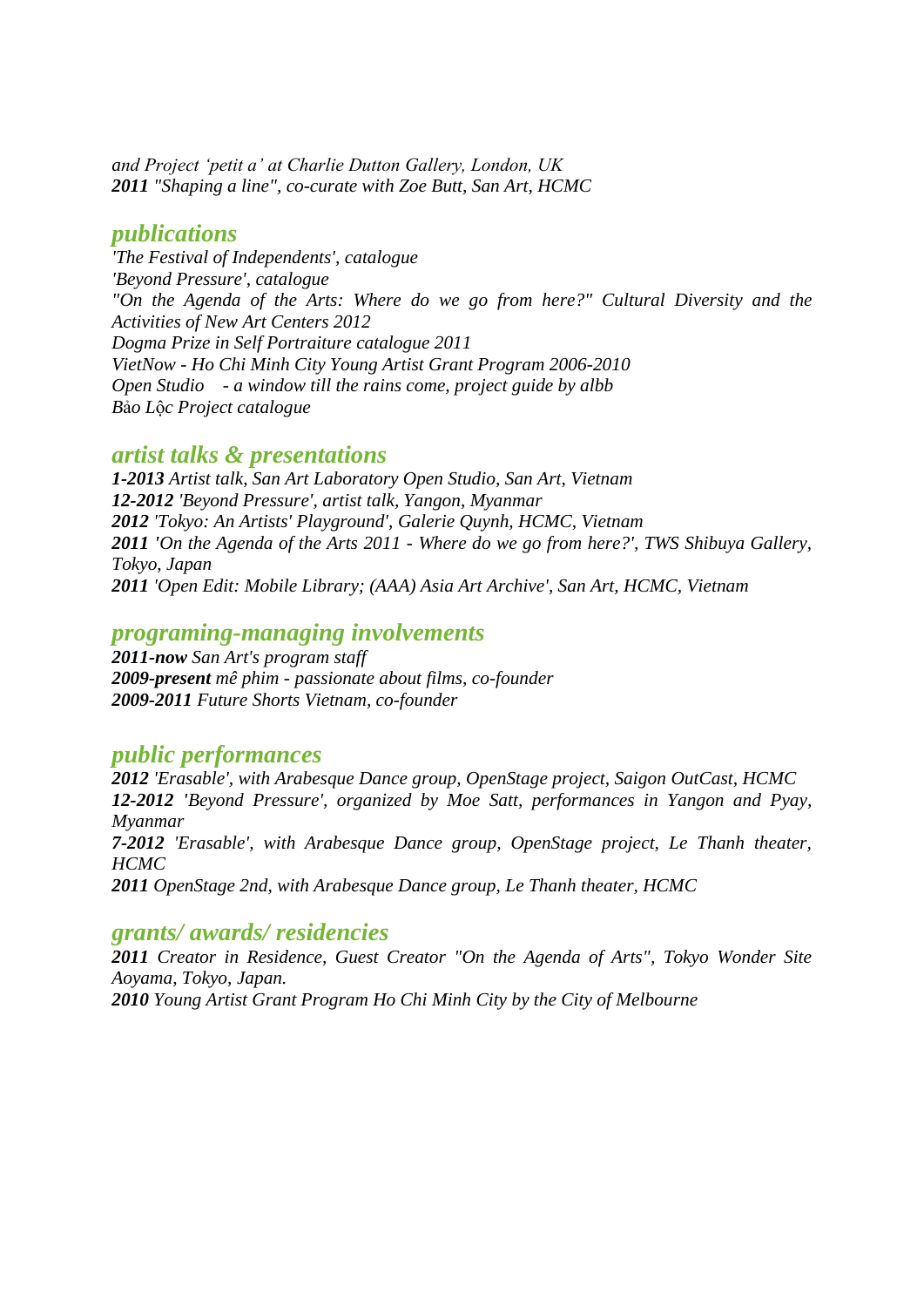*and Project 'petit a' at Charlie Dutton Gallery, London, UK*
***2011*** *"Shaping a line", co-curate with Zoe Butt, San Art, HCMC*

## *publications*

*'The Festival of Independents', catalogue*
*'Beyond Pressure', catalogue*
*"On the Agenda of the Arts: Where do we go from here?" Cultural Diversity and the Activities of New Art Centers 2012*
*Dogma Prize in Self Portraiture catalogue 2011*
*VietNow - Ho Chi Minh City Young Artist Grant Program 2006-2010*
*Open Studio - a window till the rains come, project guide by albb*
*Bảo Lộc Project catalogue*

## *artist talks & presentations*

***1-2013*** *Artist talk, San Art Laboratory Open Studio, San Art, Vietnam*
***12-2012*** *'Beyond Pressure', artist talk, Yangon, Myanmar*
***2012*** *'Tokyo: An Artists' Playground', Galerie Quynh, HCMC, Vietnam*
***2011*** *'On the Agenda of the Arts 2011 - Where do we go from here?', TWS Shibuya Gallery, Tokyo, Japan*
***2011*** *'Open Edit: Mobile Library; (AAA) Asia Art Archive', San Art, HCMC, Vietnam*

## *programing-managing involvements*

***2011-now*** *San Art's program staff*
***2009-present*** *mê phim - passionate about films, co-founder*
***2009-2011*** *Future Shorts Vietnam, co-founder*

## *public performances*

***2012*** *'Erasable', with Arabesque Dance group, OpenStage project, Saigon OutCast, HCMC*
***12-2012*** *'Beyond Pressure', organized by Moe Satt, performances in Yangon and Pyay, Myanmar*
***7-2012*** *'Erasable', with Arabesque Dance group, OpenStage project, Le Thanh theater, HCMC*
***2011*** *OpenStage 2nd, with Arabesque Dance group, Le Thanh theater, HCMC*

## *grants/ awards/ residencies*

***2011*** *Creator in Residence, Guest Creator "On the Agenda of Arts", Tokyo Wonder Site Aoyama, Tokyo, Japan.*
***2010*** *Young Artist Grant Program Ho Chi Minh City by the City of Melbourne*